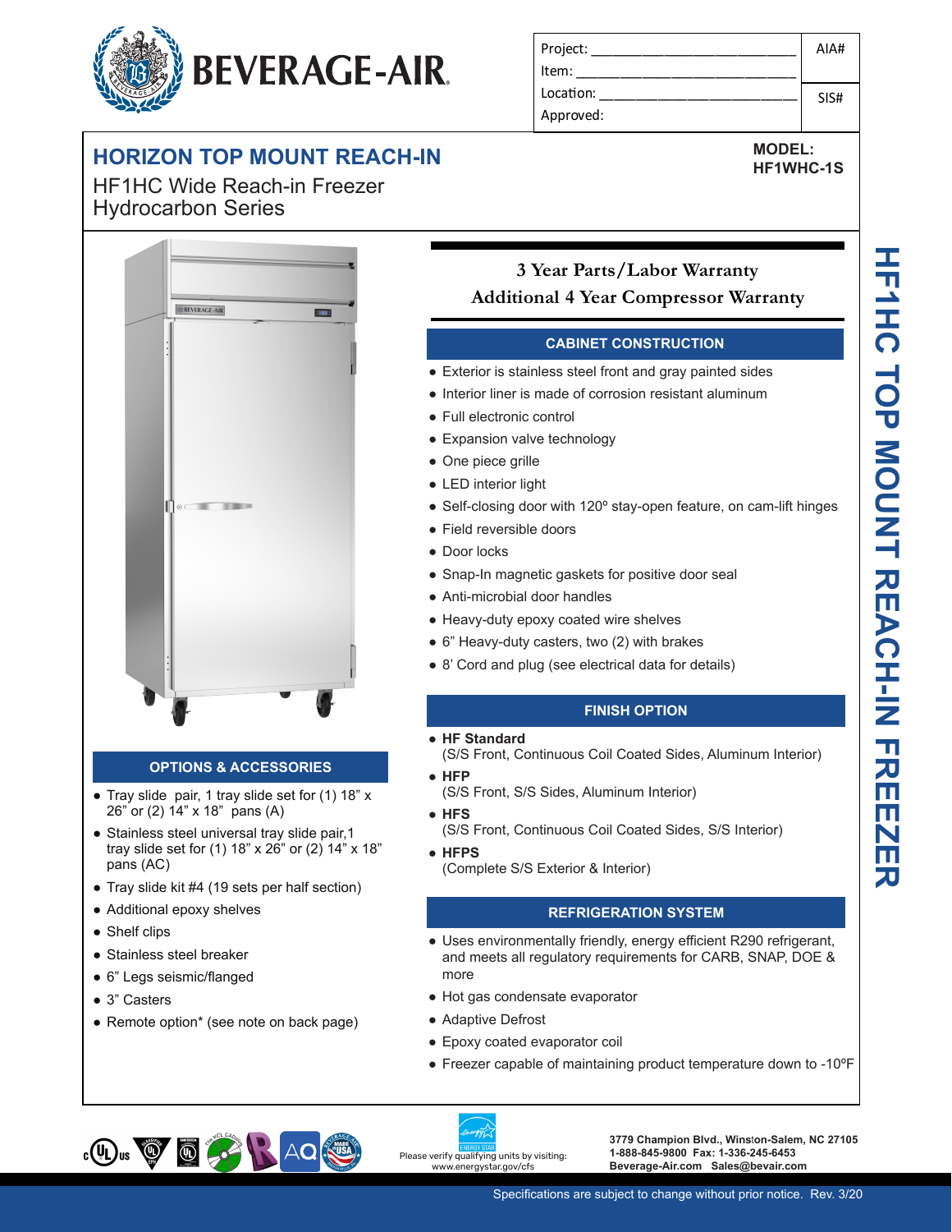BEVERAGE-AIR

| Project: | AIA# |
|---|---|
| Item: | |
| Location: | SIS# |
| Approved: | |

# HORIZON TOP MOUNT REACH-IN

HF1HC Wide Reach-in Freezer
Hydrocarbon Series

**MODEL:**
**HF1WHC-1S**

**3 Year Parts/Labor Warranty**
**Additional 4 Year Compressor Warranty**

## CABINET CONSTRUCTION

- Exterior is stainless steel front and gray painted sides
- Interior liner is made of corrosion resistant aluminum
- Full electronic control
- Expansion valve technology
- One piece grille
- LED interior light
- Self-closing door with 120º stay-open feature, on cam-lift hinges
- Field reversible doors
- Door locks
- Snap-In magnetic gaskets for positive door seal
- Anti-microbial door handles
- Heavy-duty epoxy coated wire shelves
- 6" Heavy-duty casters, two (2) with brakes
- 8' Cord and plug (see electrical data for details)

## OPTIONS & ACCESSORIES

- Tray slide pair, 1 tray slide set for (1) 18" x 26" or (2) 14" x 18" pans (A)
- Stainless steel universal tray slide pair,1 tray slide set for (1) 18" x 26" or (2) 14" x 18" pans (AC)
- Tray slide kit #4 (19 sets per half section)
- Additional epoxy shelves
- Shelf clips
- Stainless steel breaker
- 6" Legs seismic/flanged
- 3" Casters
- Remote option* (see note on back page)

## FINISH OPTION

- **HF Standard**
  (S/S Front, Continuous Coil Coated Sides, Aluminum Interior)
- **HFP**
  (S/S Front, S/S Sides, Aluminum Interior)
- **HFS**
  (S/S Front, Continuous Coil Coated Sides, S/S Interior)
- **HFPS**
  (Complete S/S Exterior & Interior)

## REFRIGERATION SYSTEM

- Uses environmentally friendly, energy efficient R290 refrigerant, and meets all regulatory requirements for CARB, SNAP, DOE & more
- Hot gas condensate evaporator
- Adaptive Defrost
- Epoxy coated evaporator coil
- Freezer capable of maintaining product temperature down to -10ºF

HF1HC TOP MOUNT REACH-IN FREEZER

Please verify qualifying units by visiting: www.energystar.gov/cfs

**3779 Champion Blvd., Winston-Salem, NC 27105**
**1-888-845-9800 Fax: 1-336-245-6453**
**Beverage-Air.com Sales@bevair.com**

Specifications are subject to change without prior notice. Rev. 3/20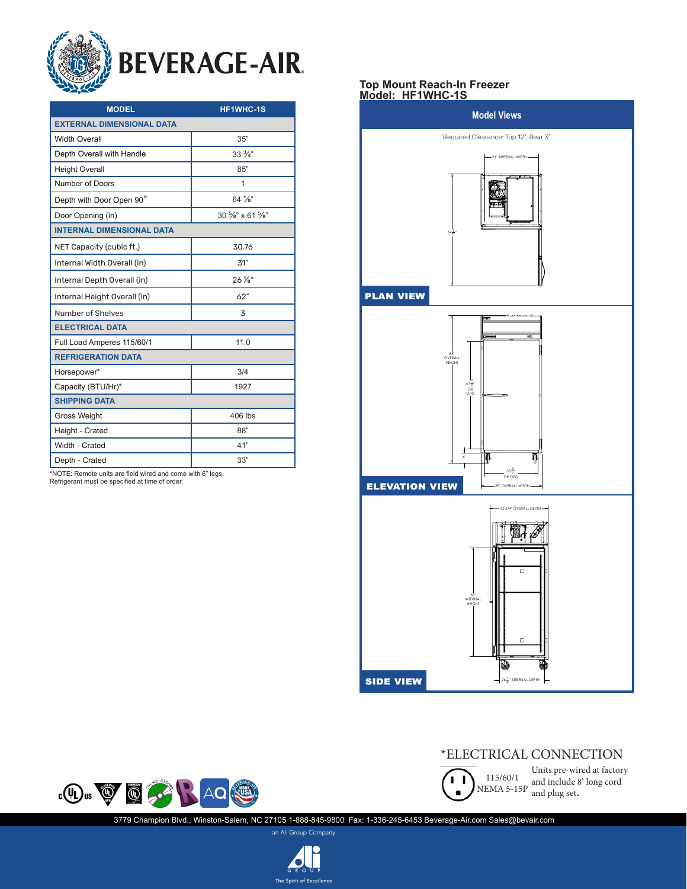# BEVERAGE-AIR

## Top Mount Reach-In Freezer
## Model: HF1WHC-1S

| MODEL | HF1WHC-1S |
|---|---|
| **EXTERNAL DIMENSIONAL DATA** | |
| Width Overall | 35" |
| Depth Overall with Handle | 33 ¾" |
| Height Overall | 85" |
| Number of Doors | 1 |
| Depth with Door Open 90° | 64 ⅛" |
| Door Opening (in) | 30 ⅝" x 61 ⅝" |
| **INTERNAL DIMENSIONAL DATA** | |
| NET Capacity (cubic ft.) | 30.76 |
| Internal Width Overall (in) | 31" |
| Internal Depth Overall (in) | 26 ⅛" |
| Internal Height Overall (in) | 62" |
| Number of Shelves | 3 |
| **ELECTRICAL DATA** | |
| Full Load Amperes 115/60/1 | 11.0 |
| **REFRIGERATION DATA** | |
| Horsepower* | 3/4 |
| Capacity (BTU/Hr)* | 1927 |
| **SHIPPING DATA** | |
| Gross Weight | 406 lbs |
| Height - Crated | 88" |
| Width - Crated | 41" |
| Depth - Crated | 33" |

*NOTE: Remote units are field wired and come with 6" legs.
Refrigerant must be specified at time of order.

### Model Views

Required Clearance: Top 12", Rear 3"

**PLAN VIEW**

31" INTERNAL WIDTH

64 ⅛"

**ELEVATION VIEW**

85" OVERALL HEIGHT

61 ⅝" DR OPG

6"

30 ⅝" DR OPG

35" OVERALL WIDTH

**SIDE VIEW**

33 3/4" OVERALL DEPTH

62" INTERNAL HEIGHT

26 ⅛" INTERNAL DEPTH

### *ELECTRICAL CONNECTION

115/60/1
NEMA 5-15P

Units pre-wired at factory and include 8' long cord and plug set.

3779 Champion Blvd., Winston-Salem, NC 27105 1-888-845-9800 Fax: 1-336-245-6453 Beverage-Air.com Sales@bevair.com

an Ali Group Company

The Spirit of Excellence